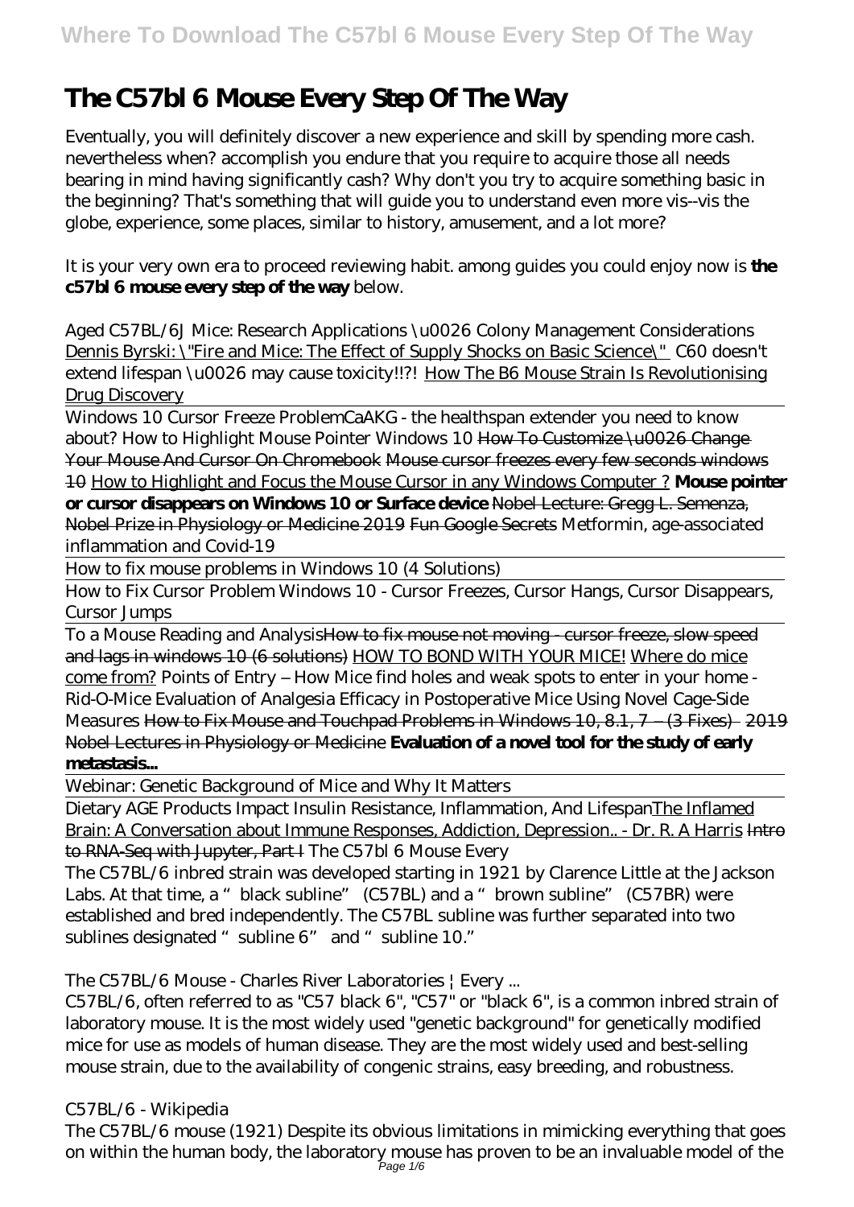# The C57bl 6 Mouse Every Step Of The Way

Eventually, you will definitely discover a new experience and skill by spending more cash. nevertheless when? accomplish you endure that you require to acquire those all needs bearing in mind having significantly cash? Why don't you try to acquire something basic in the beginning? That's something that will guide you to understand even more vis--vis the globe, experience, some places, similar to history, amusement, and a lot more?

It is your very own era to proceed reviewing habit. among guides you could enjoy now is **the c57bl 6 mouse every step of the way** below.

*Aged C57BL/6J Mice: Research Applications \u0026 Colony Management Considerations* Dennis Byrski: \"Fire and Mice: The Effect of Supply Shocks on Basic Science\" *C60 doesn't extend lifespan \u0026 may cause toxicity!!?!* How The B6 Mouse Strain Is Revolutionising Drug Discovery

Windows 10 Cursor Freeze Problem*CaAKG - the healthspan extender you need to know about? How to Highlight Mouse Pointer Windows 10* ~~How To Customize \u0026 Change Your Mouse And Cursor On Chromebook~~ ~~Mouse cursor freezes every few seconds windows 10~~ How to Highlight and Focus the Mouse Cursor in any Windows Computer ? **Mouse pointer or cursor disappears on Windows 10 or Surface device** ~~Nobel Lecture: Gregg L. Semenza, Nobel Prize in Physiology or Medicine 2019~~ Fun Google Secrets *Metformin, age-associated inflammation and Covid-19*

How to fix mouse problems in Windows 10 (4 Solutions)

How to Fix Cursor Problem Windows 10 - Cursor Freezes, Cursor Hangs, Cursor Disappears, Cursor Jumps

To a Mouse Reading and Analysis~~How to fix mouse not moving - cursor freeze, slow speed and lags in windows 10 (6 solutions)~~ HOW TO BOND WITH YOUR MICE! Where do mice come from? *Points of Entry – How Mice find holes and weak spots to enter in your home - Rid-O-Mice Evaluation of Analgesia Efficacy in Postoperative Mice Using Novel Cage-Side Measures* How to Fix Mouse and Touchpad Problems in Windows 10, 8.1, 7 – (3 Fixes) ~~2019 Nobel Lectures in Physiology or Medicine~~ **Evaluation of a novel tool for the study of early metastasis...**

Webinar: Genetic Background of Mice and Why It Matters

Dietary AGE Products Impact Insulin Resistance, Inflammation, And LifespanThe Inflamed Brain: A Conversation about Immune Responses, Addiction, Depression.. - Dr. R. A Harris ~~Intro to RNA-Seq with Jupyter, Part I~~ *The C57bl 6 Mouse Every*

The C57BL/6 inbred strain was developed starting in 1921 by Clarence Little at the Jackson Labs. At that time, a "black subline" (C57BL) and a "brown subline" (C57BR) were established and bred independently. The C57BL subline was further separated into two sublines designated "subline 6" and "subline 10."

*The C57BL/6 Mouse - Charles River Laboratories | Every ...*

C57BL/6, often referred to as "C57 black 6", "C57" or "black 6", is a common inbred strain of laboratory mouse. It is the most widely used "genetic background" for genetically modified mice for use as models of human disease. They are the most widely used and best-selling mouse strain, due to the availability of congenic strains, easy breeding, and robustness.

*C57BL/6 - Wikipedia*

The C57BL/6 mouse (1921) Despite its obvious limitations in mimicking everything that goes on within the human body, the laboratory mouse has proven to be an invaluable model of the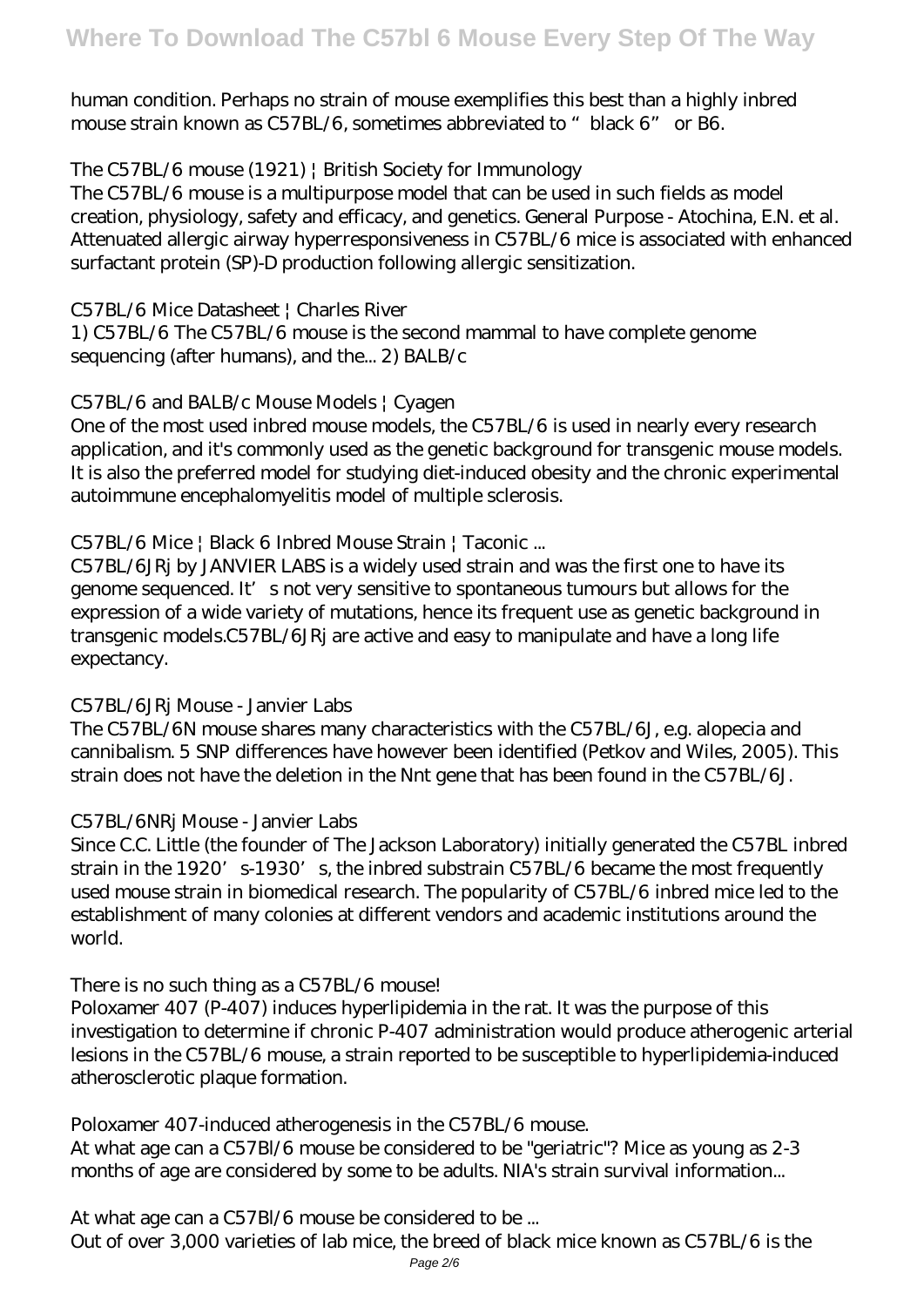human condition. Perhaps no strain of mouse exemplifies this best than a highly inbred mouse strain known as C57BL/6, sometimes abbreviated to "black 6" or B6.

*The C57BL/6 mouse (1921) | British Society for Immunology*

The C57BL/6 mouse is a multipurpose model that can be used in such fields as model creation, physiology, safety and efficacy, and genetics. General Purpose - Atochina, E.N. et al. Attenuated allergic airway hyperresponsiveness in C57BL/6 mice is associated with enhanced surfactant protein (SP)-D production following allergic sensitization.

*C57BL/6 Mice Datasheet | Charles River*

1) C57BL/6 The C57BL/6 mouse is the second mammal to have complete genome sequencing (after humans), and the... 2) BALB/c

*C57BL/6 and BALB/c Mouse Models | Cyagen*

One of the most used inbred mouse models, the C57BL/6 is used in nearly every research application, and it's commonly used as the genetic background for transgenic mouse models. It is also the preferred model for studying diet-induced obesity and the chronic experimental autoimmune encephalomyelitis model of multiple sclerosis.

*C57BL/6 Mice | Black 6 Inbred Mouse Strain | Taconic ...*

C57BL/6JRj by JANVIER LABS is a widely used strain and was the first one to have its genome sequenced. It's not very sensitive to spontaneous tumours but allows for the expression of a wide variety of mutations, hence its frequent use as genetic background in transgenic models.C57BL/6JRj are active and easy to manipulate and have a long life expectancy.

*C57BL/6JRj Mouse - Janvier Labs*

The C57BL/6N mouse shares many characteristics with the C57BL/6J, e.g. alopecia and cannibalism. 5 SNP differences have however been identified (Petkov and Wiles, 2005). This strain does not have the deletion in the Nnt gene that has been found in the C57BL/6J.

*C57BL/6NRj Mouse - Janvier Labs*

Since C.C. Little (the founder of The Jackson Laboratory) initially generated the C57BL inbred strain in the 1920's-1930's, the inbred substrain C57BL/6 became the most frequently used mouse strain in biomedical research. The popularity of C57BL/6 inbred mice led to the establishment of many colonies at different vendors and academic institutions around the world.

*There is no such thing as a C57BL/6 mouse!*

Poloxamer 407 (P-407) induces hyperlipidemia in the rat. It was the purpose of this investigation to determine if chronic P-407 administration would produce atherogenic arterial lesions in the C57BL/6 mouse, a strain reported to be susceptible to hyperlipidemia-induced atherosclerotic plaque formation.

*Poloxamer 407-induced atherogenesis in the C57BL/6 mouse.*

At what age can a C57Bl/6 mouse be considered to be "geriatric"? Mice as young as 2-3 months of age are considered by some to be adults. NIA's strain survival information...

*At what age can a C57Bl/6 mouse be considered to be ...*

Out of over 3,000 varieties of lab mice, the breed of black mice known as C57BL/6 is the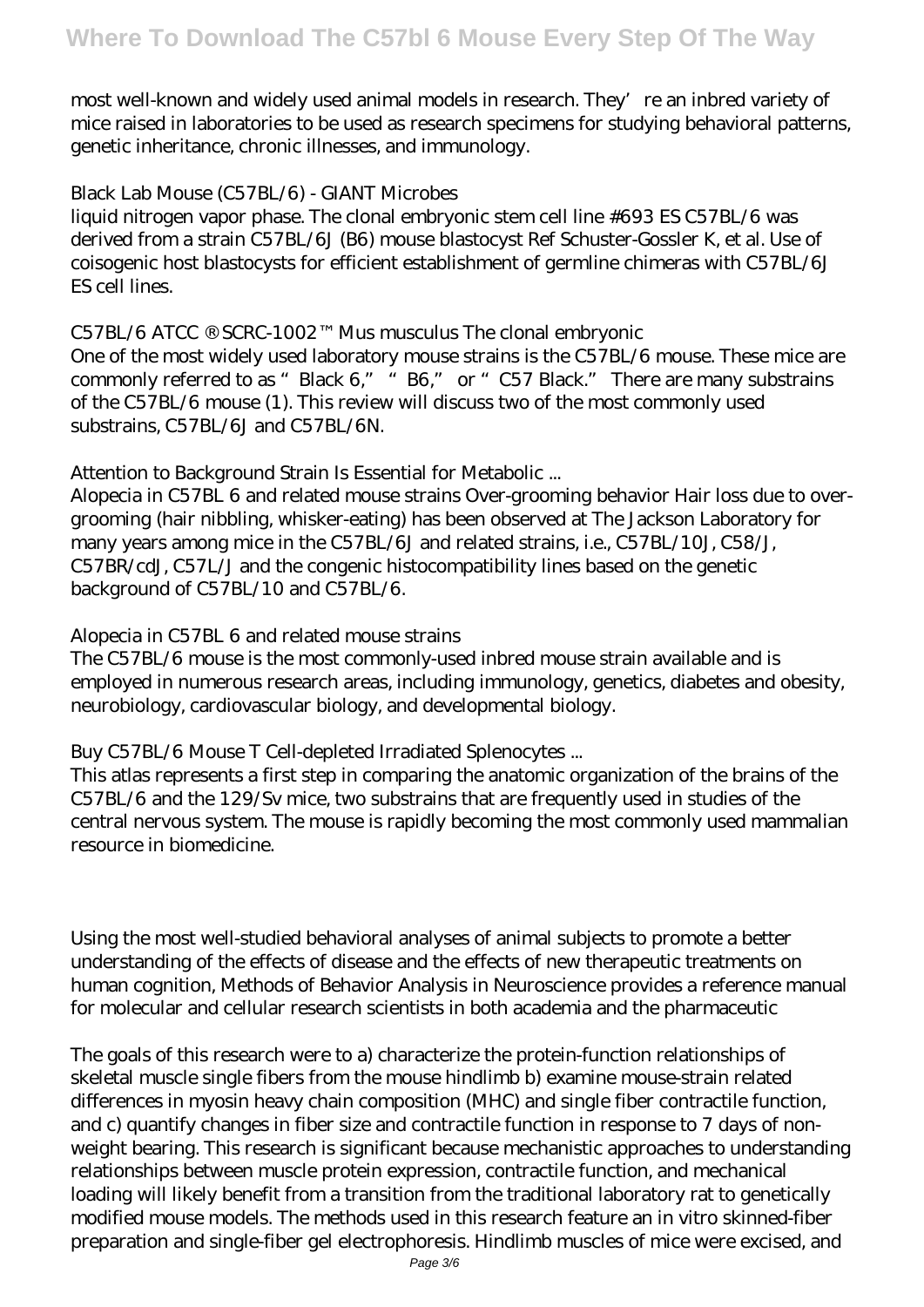most well-known and widely used animal models in research. They're an inbred variety of mice raised in laboratories to be used as research specimens for studying behavioral patterns, genetic inheritance, chronic illnesses, and immunology.

*Black Lab Mouse (C57BL/6) - GIANT Microbes*

liquid nitrogen vapor phase. The clonal embryonic stem cell line #693 ES C57BL/6 was derived from a strain C57BL/6J (B6) mouse blastocyst Ref Schuster-Gossler K, et al. Use of coisogenic host blastocysts for efficient establishment of germline chimeras with C57BL/6J ES cell lines.

*C57BL/6 ATCC ® SCRC-1002™ Mus musculus The clonal embryonic*

One of the most widely used laboratory mouse strains is the C57BL/6 mouse. These mice are commonly referred to as "Black 6," "B6," or "C57 Black." There are many substrains of the C57BL/6 mouse (1). This review will discuss two of the most commonly used substrains, C57BL/6J and C57BL/6N.

*Attention to Background Strain Is Essential for Metabolic ...*

Alopecia in C57BL 6 and related mouse strains Over-grooming behavior Hair loss due to over-grooming (hair nibbling, whisker-eating) has been observed at The Jackson Laboratory for many years among mice in the C57BL/6J and related strains, i.e., C57BL/10J, C58/J, C57BR/cdJ, C57L/J and the congenic histocompatibility lines based on the genetic background of C57BL/10 and C57BL/6.

*Alopecia in C57BL 6 and related mouse strains*

The C57BL/6 mouse is the most commonly-used inbred mouse strain available and is employed in numerous research areas, including immunology, genetics, diabetes and obesity, neurobiology, cardiovascular biology, and developmental biology.

*Buy C57BL/6 Mouse T Cell-depleted Irradiated Splenocytes ...*

This atlas represents a first step in comparing the anatomic organization of the brains of the C57BL/6 and the 129/Sv mice, two substrains that are frequently used in studies of the central nervous system. The mouse is rapidly becoming the most commonly used mammalian resource in biomedicine.

Using the most well-studied behavioral analyses of animal subjects to promote a better understanding of the effects of disease and the effects of new therapeutic treatments on human cognition, Methods of Behavior Analysis in Neuroscience provides a reference manual for molecular and cellular research scientists in both academia and the pharmaceutic

The goals of this research were to a) characterize the protein-function relationships of skeletal muscle single fibers from the mouse hindlimb b) examine mouse-strain related differences in myosin heavy chain composition (MHC) and single fiber contractile function, and c) quantify changes in fiber size and contractile function in response to 7 days of non-weight bearing. This research is significant because mechanistic approaches to understanding relationships between muscle protein expression, contractile function, and mechanical loading will likely benefit from a transition from the traditional laboratory rat to genetically modified mouse models. The methods used in this research feature an in vitro skinned-fiber preparation and single-fiber gel electrophoresis. Hindlimb muscles of mice were excised, and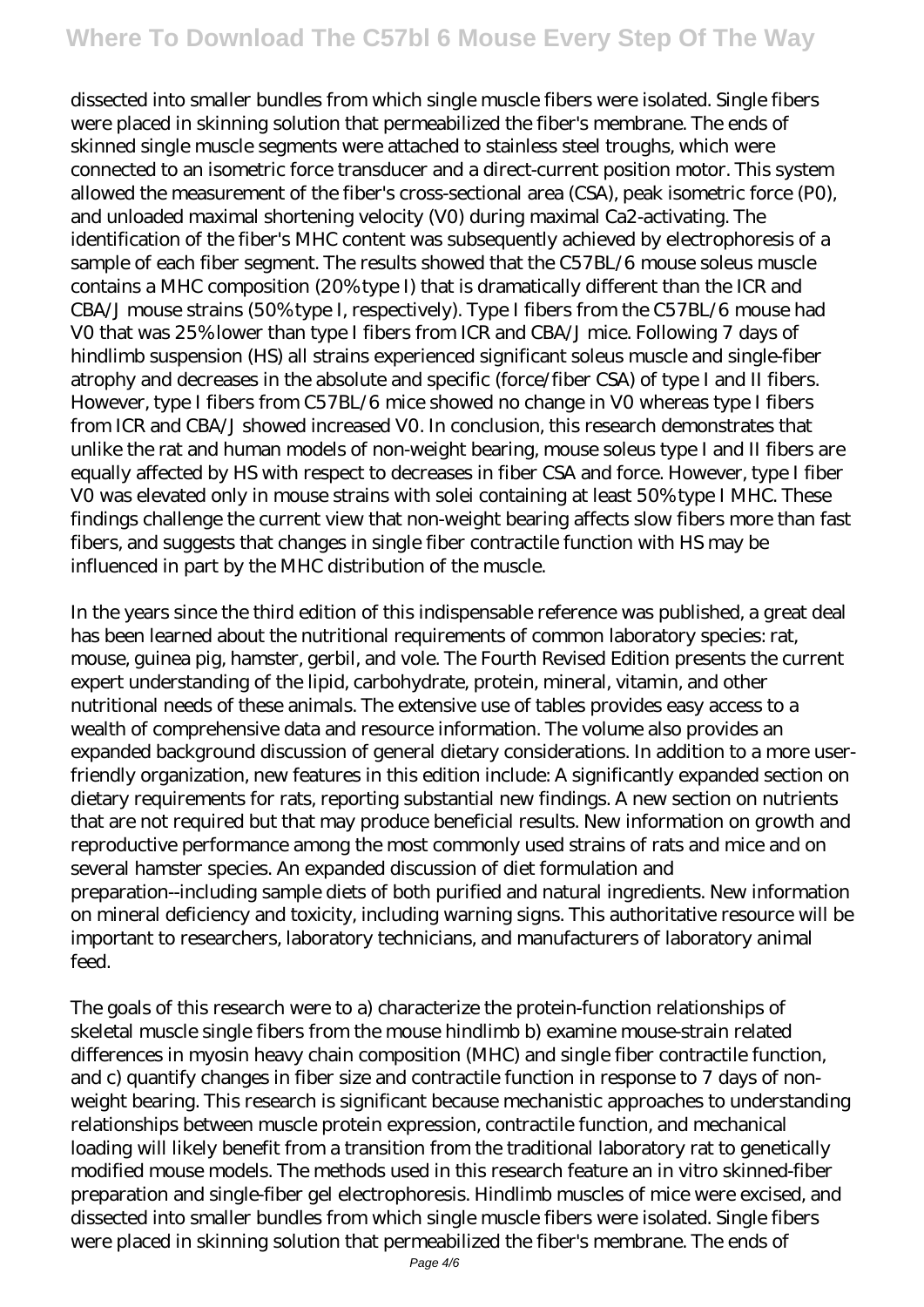dissected into smaller bundles from which single muscle fibers were isolated. Single fibers were placed in skinning solution that permeabilized the fiber's membrane. The ends of skinned single muscle segments were attached to stainless steel troughs, which were connected to an isometric force transducer and a direct-current position motor. This system allowed the measurement of the fiber's cross-sectional area (CSA), peak isometric force (P0), and unloaded maximal shortening velocity (V0) during maximal Ca2-activating. The identification of the fiber's MHC content was subsequently achieved by electrophoresis of a sample of each fiber segment. The results showed that the C57BL/6 mouse soleus muscle contains a MHC composition (20% type I) that is dramatically different than the ICR and CBA/J mouse strains (50% type I, respectively). Type I fibers from the C57BL/6 mouse had V0 that was 25% lower than type I fibers from ICR and CBA/J mice. Following 7 days of hindlimb suspension (HS) all strains experienced significant soleus muscle and single-fiber atrophy and decreases in the absolute and specific (force/fiber CSA) of type I and II fibers. However, type I fibers from C57BL/6 mice showed no change in V0 whereas type I fibers from ICR and CBA/J showed increased V0. In conclusion, this research demonstrates that unlike the rat and human models of non-weight bearing, mouse soleus type I and II fibers are equally affected by HS with respect to decreases in fiber CSA and force. However, type I fiber V0 was elevated only in mouse strains with solei containing at least 50% type I MHC. These findings challenge the current view that non-weight bearing affects slow fibers more than fast fibers, and suggests that changes in single fiber contractile function with HS may be influenced in part by the MHC distribution of the muscle.

In the years since the third edition of this indispensable reference was published, a great deal has been learned about the nutritional requirements of common laboratory species: rat, mouse, guinea pig, hamster, gerbil, and vole. The Fourth Revised Edition presents the current expert understanding of the lipid, carbohydrate, protein, mineral, vitamin, and other nutritional needs of these animals. The extensive use of tables provides easy access to a wealth of comprehensive data and resource information. The volume also provides an expanded background discussion of general dietary considerations. In addition to a more user-friendly organization, new features in this edition include: A significantly expanded section on dietary requirements for rats, reporting substantial new findings. A new section on nutrients that are not required but that may produce beneficial results. New information on growth and reproductive performance among the most commonly used strains of rats and mice and on several hamster species. An expanded discussion of diet formulation and preparation--including sample diets of both purified and natural ingredients. New information on mineral deficiency and toxicity, including warning signs. This authoritative resource will be important to researchers, laboratory technicians, and manufacturers of laboratory animal feed.

The goals of this research were to a) characterize the protein-function relationships of skeletal muscle single fibers from the mouse hindlimb b) examine mouse-strain related differences in myosin heavy chain composition (MHC) and single fiber contractile function, and c) quantify changes in fiber size and contractile function in response to 7 days of non-weight bearing. This research is significant because mechanistic approaches to understanding relationships between muscle protein expression, contractile function, and mechanical loading will likely benefit from a transition from the traditional laboratory rat to genetically modified mouse models. The methods used in this research feature an in vitro skinned-fiber preparation and single-fiber gel electrophoresis. Hindlimb muscles of mice were excised, and dissected into smaller bundles from which single muscle fibers were isolated. Single fibers were placed in skinning solution that permeabilized the fiber's membrane. The ends of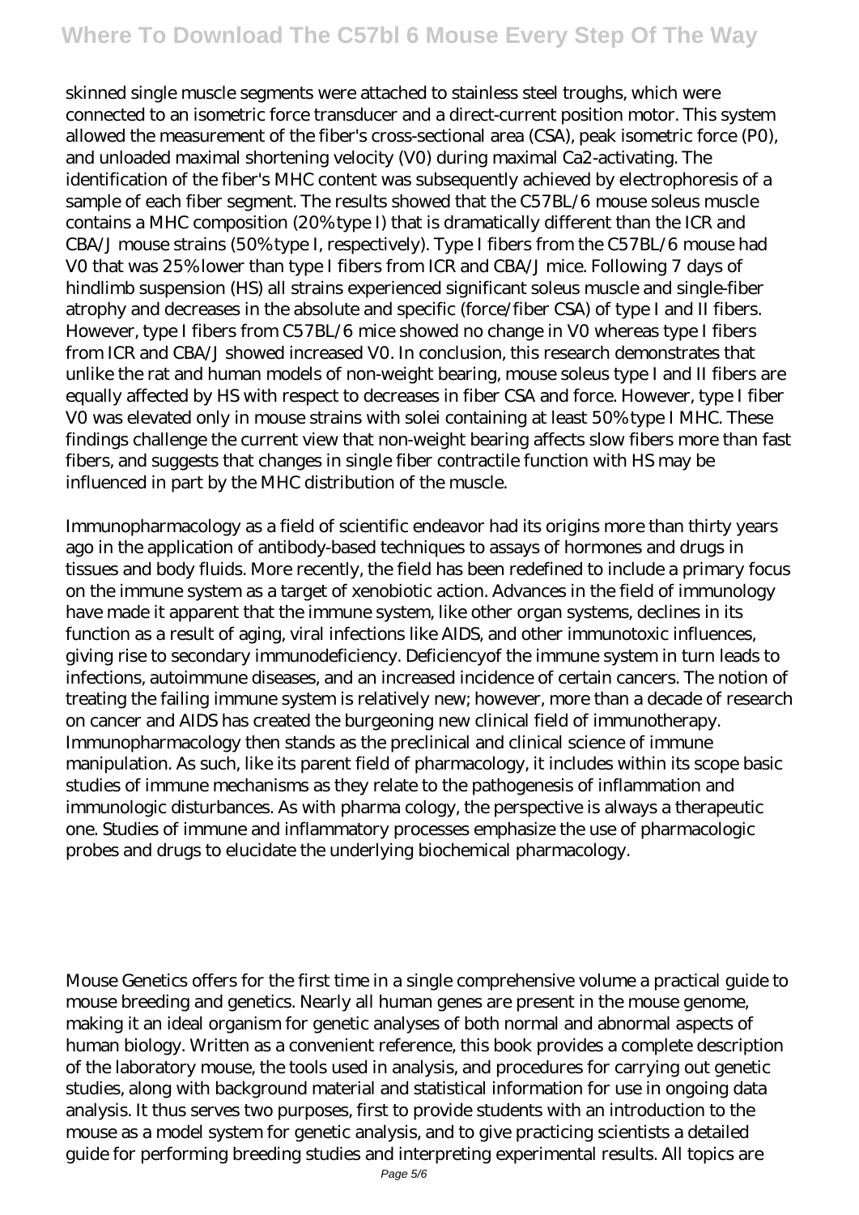skinned single muscle segments were attached to stainless steel troughs, which were connected to an isometric force transducer and a direct-current position motor. This system allowed the measurement of the fiber's cross-sectional area (CSA), peak isometric force (P0), and unloaded maximal shortening velocity (V0) during maximal Ca2-activating. The identification of the fiber's MHC content was subsequently achieved by electrophoresis of a sample of each fiber segment. The results showed that the C57BL/6 mouse soleus muscle contains a MHC composition (20% type I) that is dramatically different than the ICR and CBA/J mouse strains (50% type I, respectively). Type I fibers from the C57BL/6 mouse had V0 that was 25% lower than type I fibers from ICR and CBA/J mice. Following 7 days of hindlimb suspension (HS) all strains experienced significant soleus muscle and single-fiber atrophy and decreases in the absolute and specific (force/fiber CSA) of type I and II fibers. However, type I fibers from C57BL/6 mice showed no change in V0 whereas type I fibers from ICR and CBA/J showed increased V0. In conclusion, this research demonstrates that unlike the rat and human models of non-weight bearing, mouse soleus type I and II fibers are equally affected by HS with respect to decreases in fiber CSA and force. However, type I fiber V0 was elevated only in mouse strains with solei containing at least 50% type I MHC. These findings challenge the current view that non-weight bearing affects slow fibers more than fast fibers, and suggests that changes in single fiber contractile function with HS may be influenced in part by the MHC distribution of the muscle.

Immunopharmacology as a field of scientific endeavor had its origins more than thirty years ago in the application of antibody-based techniques to assays of hormones and drugs in tissues and body fluids. More recently, the field has been redefined to include a primary focus on the immune system as a target of xenobiotic action. Advances in the field of immunology have made it apparent that the immune system, like other organ systems, declines in its function as a result of aging, viral infections like AIDS, and other immunotoxic influences, giving rise to secondary immunodeficiency. Deficiencyof the immune system in turn leads to infections, autoimmune diseases, and an increased incidence of certain cancers. The notion of treating the failing immune system is relatively new; however, more than a decade of research on cancer and AIDS has created the burgeoning new clinical field of immunotherapy. Immunopharmacology then stands as the preclinical and clinical science of immune manipulation. As such, like its parent field of pharmacology, it includes within its scope basic studies of immune mechanisms as they relate to the pathogenesis of inflammation and immunologic disturbances. As with pharma cology, the perspective is always a therapeutic one. Studies of immune and inflammatory processes emphasize the use of pharmacologic probes and drugs to elucidate the underlying biochemical pharmacology.

Mouse Genetics offers for the first time in a single comprehensive volume a practical guide to mouse breeding and genetics. Nearly all human genes are present in the mouse genome, making it an ideal organism for genetic analyses of both normal and abnormal aspects of human biology. Written as a convenient reference, this book provides a complete description of the laboratory mouse, the tools used in analysis, and procedures for carrying out genetic studies, along with background material and statistical information for use in ongoing data analysis. It thus serves two purposes, first to provide students with an introduction to the mouse as a model system for genetic analysis, and to give practicing scientists a detailed guide for performing breeding studies and interpreting experimental results. All topics are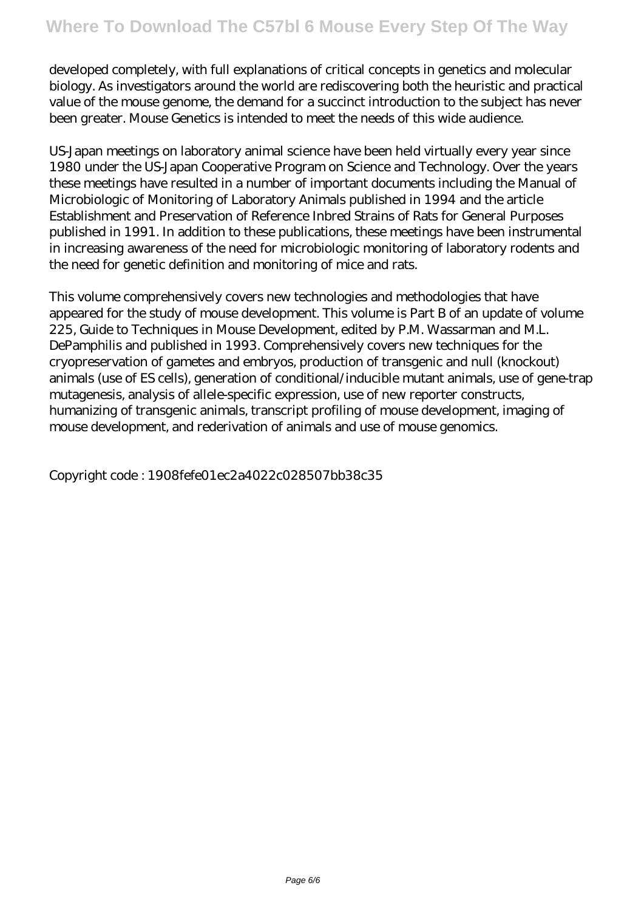developed completely, with full explanations of critical concepts in genetics and molecular biology. As investigators around the world are rediscovering both the heuristic and practical value of the mouse genome, the demand for a succinct introduction to the subject has never been greater. Mouse Genetics is intended to meet the needs of this wide audience.

US-Japan meetings on laboratory animal science have been held virtually every year since 1980 under the US-Japan Cooperative Program on Science and Technology. Over the years these meetings have resulted in a number of important documents including the Manual of Microbiologic of Monitoring of Laboratory Animals published in 1994 and the article Establishment and Preservation of Reference Inbred Strains of Rats for General Purposes published in 1991. In addition to these publications, these meetings have been instrumental in increasing awareness of the need for microbiologic monitoring of laboratory rodents and the need for genetic definition and monitoring of mice and rats.

This volume comprehensively covers new technologies and methodologies that have appeared for the study of mouse development. This volume is Part B of an update of volume 225, Guide to Techniques in Mouse Development, edited by P.M. Wassarman and M.L. DePamphilis and published in 1993. Comprehensively covers new techniques for the cryopreservation of gametes and embryos, production of transgenic and null (knockout) animals (use of ES cells), generation of conditional/inducible mutant animals, use of gene-trap mutagenesis, analysis of allele-specific expression, use of new reporter constructs, humanizing of transgenic animals, transcript profiling of mouse development, imaging of mouse development, and rederivation of animals and use of mouse genomics.

Copyright code : 1908fefe01ec2a4022c028507bb38c35